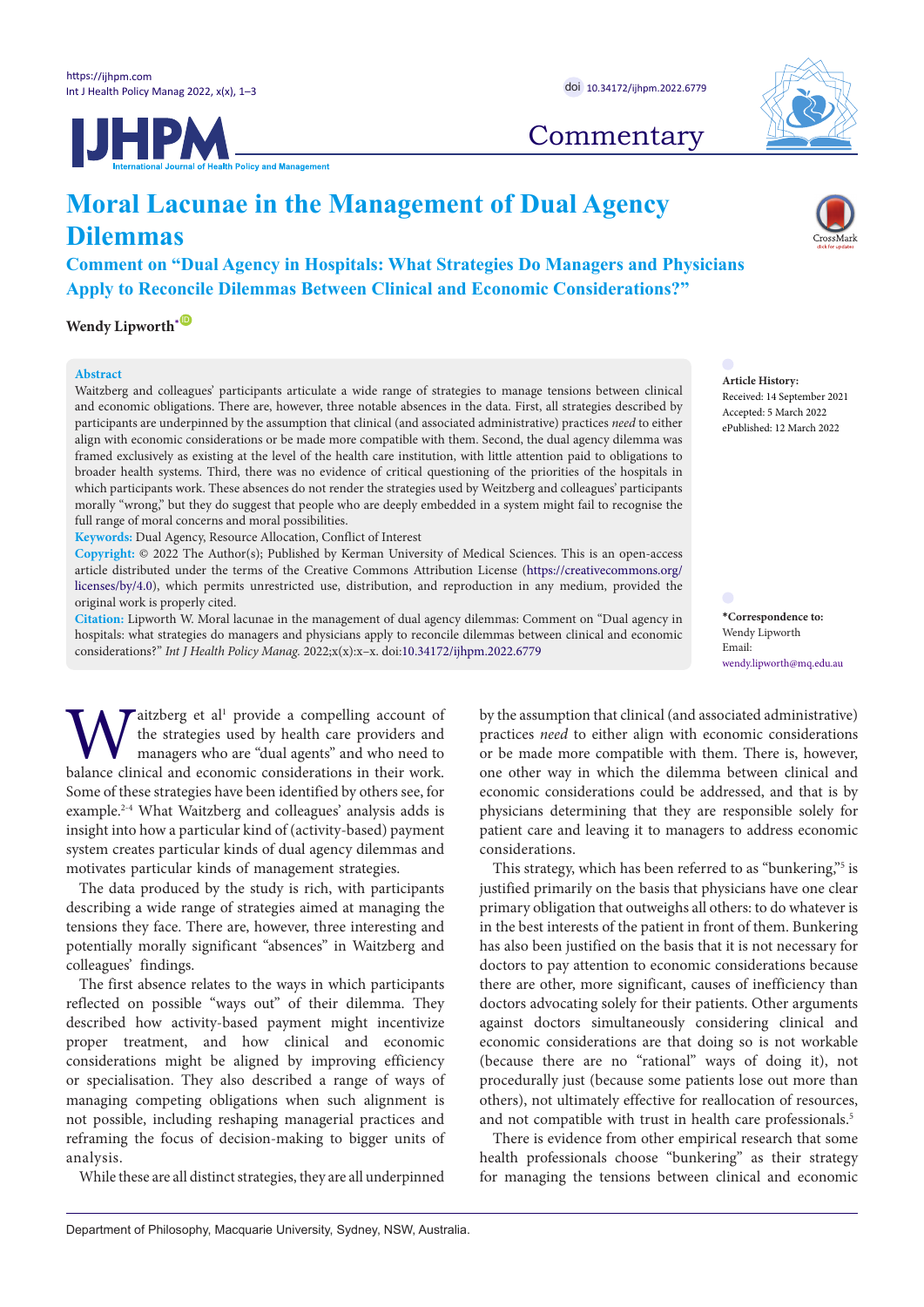# Moral Lacunae in the Management of Dual Agency Dilemmas

## Comment on "Dual Agency in Hospitals: What Strategies Do Managers and Physicians Apply to Reconcile Dilemmas Between Clinical and Economic Considerations?"

**Wendy Lipworth***

**Abstract**

Waitzberg and colleagues' participants articulate a wide range of strategies to manage tensions between clinical and economic obligations. There are, however, three notable absences in the data. First, all strategies described by participants are underpinned by the assumption that clinical (and associated administrative) practices *need* to either align with economic considerations or be made more compatible with them. Second, the dual agency dilemma was framed exclusively as existing at the level of the health care institution, with little attention paid to obligations to broader health systems. Third, there was no evidence of critical questioning of the priorities of the hospitals in which participants work. These absences do not render the strategies used by Weitzberg and colleagues' participants morally "wrong," but they do suggest that people who are deeply embedded in a system might fail to recognise the full range of moral concerns and moral possibilities.

**Keywords:** Dual Agency, Resource Allocation, Conflict of Interest

**Copyright:** © 2022 The Author(s); Published by Kerman University of Medical Sciences. This is an open-access article distributed under the terms of the Creative Commons Attribution License (https://creativecommons.org/licenses/by/4.0), which permits unrestricted use, distribution, and reproduction in any medium, provided the original work is properly cited.

**Citation:** Lipworth W. Moral lacunae in the management of dual agency dilemmas: Comment on "Dual agency in hospitals: what strategies do managers and physicians apply to reconcile dilemmas between clinical and economic considerations?" *Int J Health Policy Manag.* 2022;x(x):x–x. doi:10.34172/ijhpm.2022.6779

**Article History:**
Received: 14 September 2021
Accepted: 5 March 2022
ePublished: 12 March 2022

***Correspondence to:**
Wendy Lipworth
Email: wendy.lipworth@mq.edu.au

Waitzberg et al[1] provide a compelling account of the strategies used by health care providers and managers who are "dual agents" and who need to balance clinical and economic considerations in their work. Some of these strategies have been identified by others see, for example.[2-4] What Waitzberg and colleagues' analysis adds is insight into how a particular kind of (activity-based) payment system creates particular kinds of dual agency dilemmas and motivates particular kinds of management strategies.

The data produced by the study is rich, with participants describing a wide range of strategies aimed at managing the tensions they face. There are, however, three interesting and potentially morally significant "absences" in Waitzberg and colleagues' findings.

The first absence relates to the ways in which participants reflected on possible "ways out" of their dilemma. They described how activity-based payment might incentivize proper treatment, and how clinical and economic considerations might be aligned by improving efficiency or specialisation. They also described a range of ways of managing competing obligations when such alignment is not possible, including reshaping managerial practices and reframing the focus of decision-making to bigger units of analysis.

While these are all distinct strategies, they are all underpinned by the assumption that clinical (and associated administrative) practices *need* to either align with economic considerations or be made more compatible with them. There is, however, one other way in which the dilemma between clinical and economic considerations could be addressed, and that is by physicians determining that they are responsible solely for patient care and leaving it to managers to address economic considerations.

This strategy, which has been referred to as "bunkering,"[5] is justified primarily on the basis that physicians have one clear primary obligation that outweighs all others: to do whatever is in the best interests of the patient in front of them. Bunkering has also been justified on the basis that it is not necessary for doctors to pay attention to economic considerations because there are other, more significant, causes of inefficiency than doctors advocating solely for their patients. Other arguments against doctors simultaneously considering clinical and economic considerations are that doing so is not workable (because there are no "rational" ways of doing it), not procedurally just (because some patients lose out more than others), not ultimately effective for reallocation of resources, and not compatible with trust in health care professionals.[5]

There is evidence from other empirical research that some health professionals choose "bunkering" as their strategy for managing the tensions between clinical and economic

Department of Philosophy, Macquarie University, Sydney, NSW, Australia.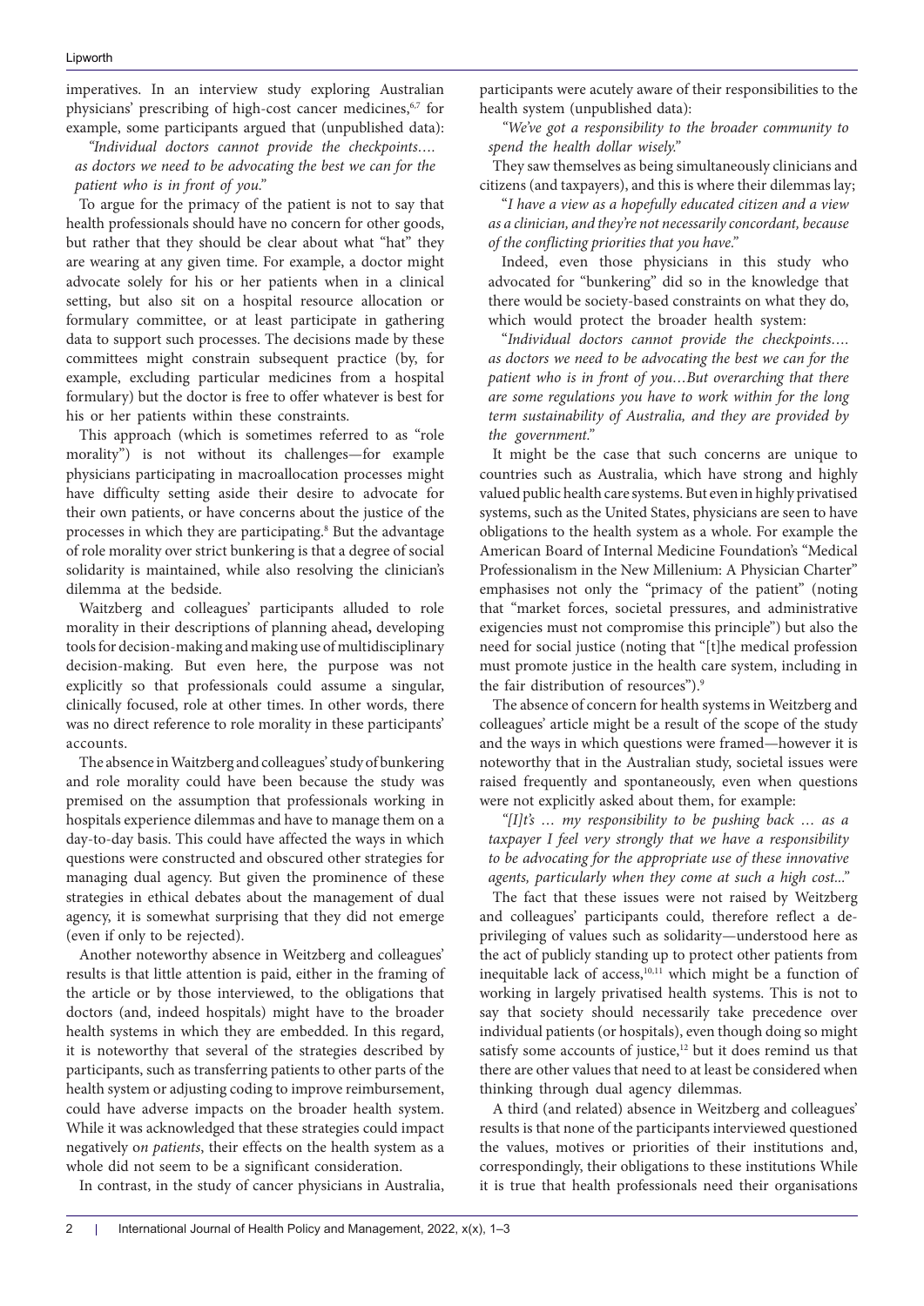imperatives. In an interview study exploring Australian physicians' prescribing of high-cost cancer medicines,[6,7] for example, some participants argued that (unpublished data):

> *"Individual doctors cannot provide the checkpoints…. as doctors we need to be advocating the best we can for the patient who is in front of you."*

To argue for the primacy of the patient is not to say that health professionals should have no concern for other goods, but rather that they should be clear about what "hat" they are wearing at any given time. For example, a doctor might advocate solely for his or her patients when in a clinical setting, but also sit on a hospital resource allocation or formulary committee, or at least participate in gathering data to support such processes. The decisions made by these committees might constrain subsequent practice (by, for example, excluding particular medicines from a hospital formulary) but the doctor is free to offer whatever is best for his or her patients within these constraints.

This approach (which is sometimes referred to as "role morality") is not without its challenges—for example physicians participating in macroallocation processes might have difficulty setting aside their desire to advocate for their own patients, or have concerns about the justice of the processes in which they are participating.[8] But the advantage of role morality over strict bunkering is that a degree of social solidarity is maintained, while also resolving the clinician's dilemma at the bedside.

Waitzberg and colleagues' participants alluded to role morality in their descriptions of planning ahead**,** developing tools for decision-making and making use of multidisciplinary decision-making. But even here, the purpose was not explicitly so that professionals could assume a singular, clinically focused, role at other times. In other words, there was no direct reference to role morality in these participants' accounts.

The absence in Waitzberg and colleagues' study of bunkering and role morality could have been because the study was premised on the assumption that professionals working in hospitals experience dilemmas and have to manage them on a day-to-day basis. This could have affected the ways in which questions were constructed and obscured other strategies for managing dual agency. But given the prominence of these strategies in ethical debates about the management of dual agency, it is somewhat surprising that they did not emerge (even if only to be rejected).

Another noteworthy absence in Waitzberg and colleagues' results is that little attention is paid, either in the framing of the article or by those interviewed, to the obligations that doctors (and, indeed hospitals) might have to the broader health systems in which they are embedded. In this regard, it is noteworthy that several of the strategies described by participants, such as transferring patients to other parts of the health system or adjusting coding to improve reimbursement, could have adverse impacts on the broader health system. While it was acknowledged that these strategies could impact negatively o*n patients*, their effects on the health system as a whole did not seem to be a significant consideration.

In contrast, in the study of cancer physicians in Australia, participants were acutely aware of their responsibilities to the health system (unpublished data):

> *"We've got a responsibility to the broader community to spend the health dollar wisely."*

They saw themselves as being simultaneously clinicians and citizens (and taxpayers), and this is where their dilemmas lay;

> "*I have a view as a hopefully educated citizen and a view as a clinician, and they're not necessarily concordant, because of the conflicting priorities that you have."*

Indeed, even those physicians in this study who advocated for "bunkering" did so in the knowledge that there would be society-based constraints on what they do, which would protect the broader health system:

> "*Individual doctors cannot provide the checkpoints…. as doctors we need to be advocating the best we can for the patient who is in front of you…But overarching that there are some regulations you have to work within for the long term sustainability of Australia, and they are provided by the government."*

It might be the case that such concerns are unique to countries such as Australia, which have strong and highly valued public health care systems. But even in highly privatised systems, such as the United States, physicians are seen to have obligations to the health system as a whole. For example the American Board of Internal Medicine Foundation's "Medical Professionalism in the New Millenium: A Physician Charter" emphasises not only the "primacy of the patient" (noting that "market forces, societal pressures, and administrative exigencies must not compromise this principle") but also the need for social justice (noting that "[t]he medical profession must promote justice in the health care system, including in the fair distribution of resources").[9]

The absence of concern for health systems in Weitzberg and colleagues' article might be a result of the scope of the study and the ways in which questions were framed—however it is noteworthy that in the Australian study, societal issues were raised frequently and spontaneously, even when questions were not explicitly asked about them, for example:

> *"[I]t's … my responsibility to be pushing back … as a taxpayer I feel very strongly that we have a responsibility to be advocating for the appropriate use of these innovative agents, particularly when they come at such a high cost..."*

The fact that these issues were not raised by Weitzberg and colleagues' participants could, therefore reflect a de-privileging of values such as solidarity—understood here as the act of publicly standing up to protect other patients from inequitable lack of access,[10,11] which might be a function of working in largely privatised health systems. This is not to say that society should necessarily take precedence over individual patients (or hospitals), even though doing so might satisfy some accounts of justice,[12] but it does remind us that there are other values that need to at least be considered when thinking through dual agency dilemmas.

A third (and related) absence in Weitzberg and colleagues' results is that none of the participants interviewed questioned the values, motives or priorities of their institutions and, correspondingly, their obligations to these institutions While it is true that health professionals need their organisations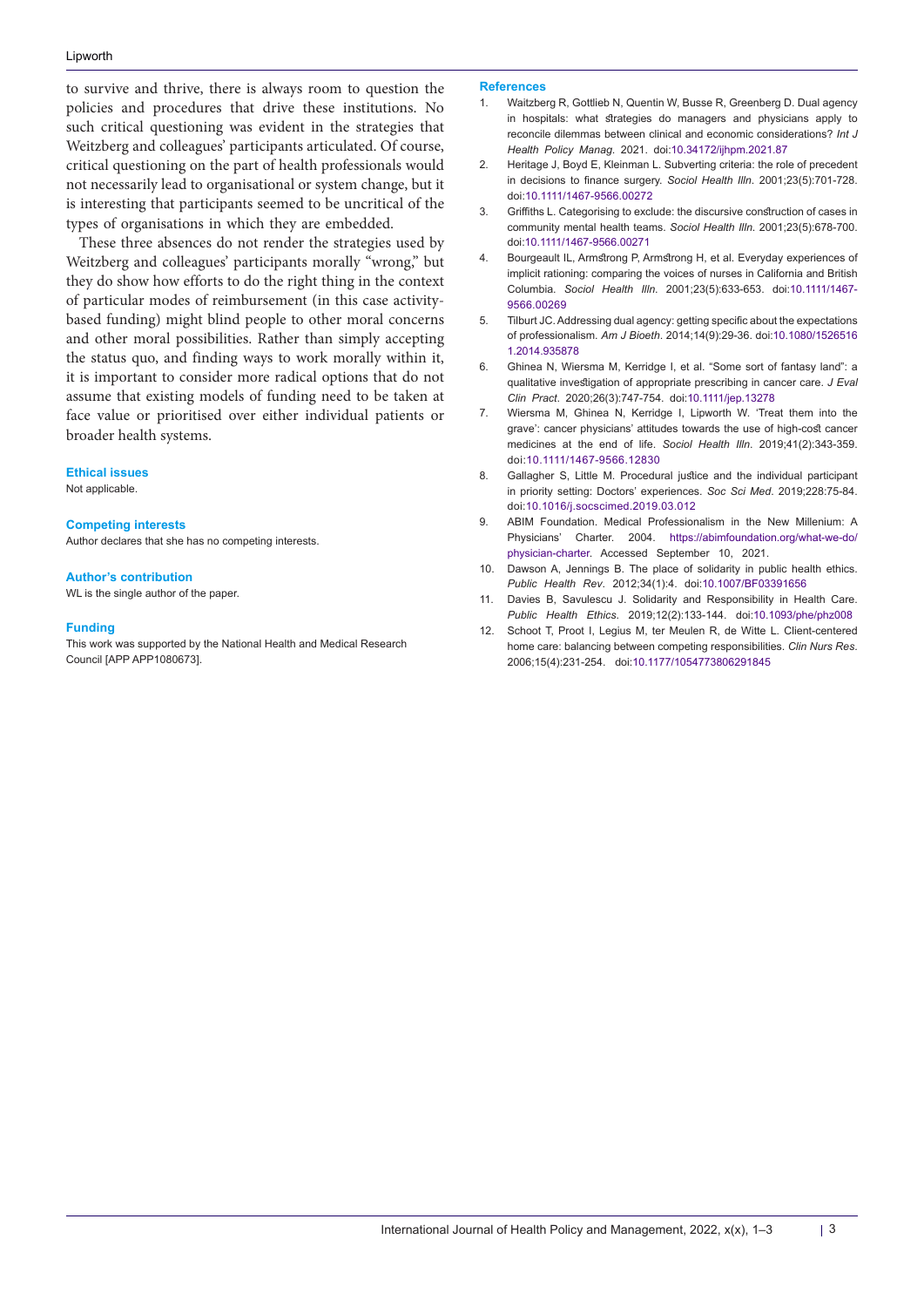to survive and thrive, there is always room to question the policies and procedures that drive these institutions. No such critical questioning was evident in the strategies that Weitzberg and colleagues' participants articulated. Of course, critical questioning on the part of health professionals would not necessarily lead to organisational or system change, but it is interesting that participants seemed to be uncritical of the types of organisations in which they are embedded.

These three absences do not render the strategies used by Weitzberg and colleagues' participants morally "wrong," but they do show how efforts to do the right thing in the context of particular modes of reimbursement (in this case activity-based funding) might blind people to other moral concerns and other moral possibilities. Rather than simply accepting the status quo, and finding ways to work morally within it, it is important to consider more radical options that do not assume that existing models of funding need to be taken at face value or prioritised over either individual patients or broader health systems.

### Ethical issues

Not applicable.

### Competing interests

Author declares that she has no competing interests.

### Author's contribution

WL is the single author of the paper.

### Funding

This work was supported by the National Health and Medical Research Council [APP APP1080673].

### References

1. Waitzberg R, Gottlieb N, Quentin W, Busse R, Greenberg D. Dual agency in hospitals: what strategies do managers and physicians apply to reconcile dilemmas between clinical and economic considerations? *Int J Health Policy Manag*. 2021. doi:10.34172/ijhpm.2021.87
2. Heritage J, Boyd E, Kleinman L. Subverting criteria: the role of precedent in decisions to finance surgery. *Sociol Health Illn*. 2001;23(5):701-728. doi:10.1111/1467-9566.00272
3. Griffiths L. Categorising to exclude: the discursive construction of cases in community mental health teams. *Sociol Health Illn*. 2001;23(5):678-700. doi:10.1111/1467-9566.00271
4. Bourgeault IL, Armstrong P, Armstrong H, et al. Everyday experiences of implicit rationing: comparing the voices of nurses in California and British Columbia. *Sociol Health Illn*. 2001;23(5):633-653. doi:10.1111/1467-9566.00269
5. Tilburt JC. Addressing dual agency: getting specific about the expectations of professionalism. *Am J Bioeth*. 2014;14(9):29-36. doi:10.1080/15265161.2014.935878
6. Ghinea N, Wiersma M, Kerridge I, et al. "Some sort of fantasy land": a qualitative investigation of appropriate prescribing in cancer care. *J Eval Clin Pract*. 2020;26(3):747-754. doi:10.1111/jep.13278
7. Wiersma M, Ghinea N, Kerridge I, Lipworth W. 'Treat them into the grave': cancer physicians' attitudes towards the use of high-cost cancer medicines at the end of life. *Sociol Health Illn*. 2019;41(2):343-359. doi:10.1111/1467-9566.12830
8. Gallagher S, Little M. Procedural justice and the individual participant in priority setting: Doctors' experiences. *Soc Sci Med*. 2019;228:75-84. doi:10.1016/j.socscimed.2019.03.012
9. ABIM Foundation. Medical Professionalism in the New Millenium: A Physicians' Charter. 2004. https://abimfoundation.org/what-we-do/physician-charter. Accessed September 10, 2021.
10. Dawson A, Jennings B. The place of solidarity in public health ethics. *Public Health Rev*. 2012;34(1):4. doi:10.1007/BF03391656
11. Davies B, Savulescu J. Solidarity and Responsibility in Health Care. *Public Health Ethics*. 2019;12(2):133-144. doi:10.1093/phe/phz008
12. Schoot T, Proot I, Legius M, ter Meulen R, de Witte L. Client-centered home care: balancing between competing responsibilities. *Clin Nurs Res*. 2006;15(4):231-254. doi:10.1177/1054773806291845